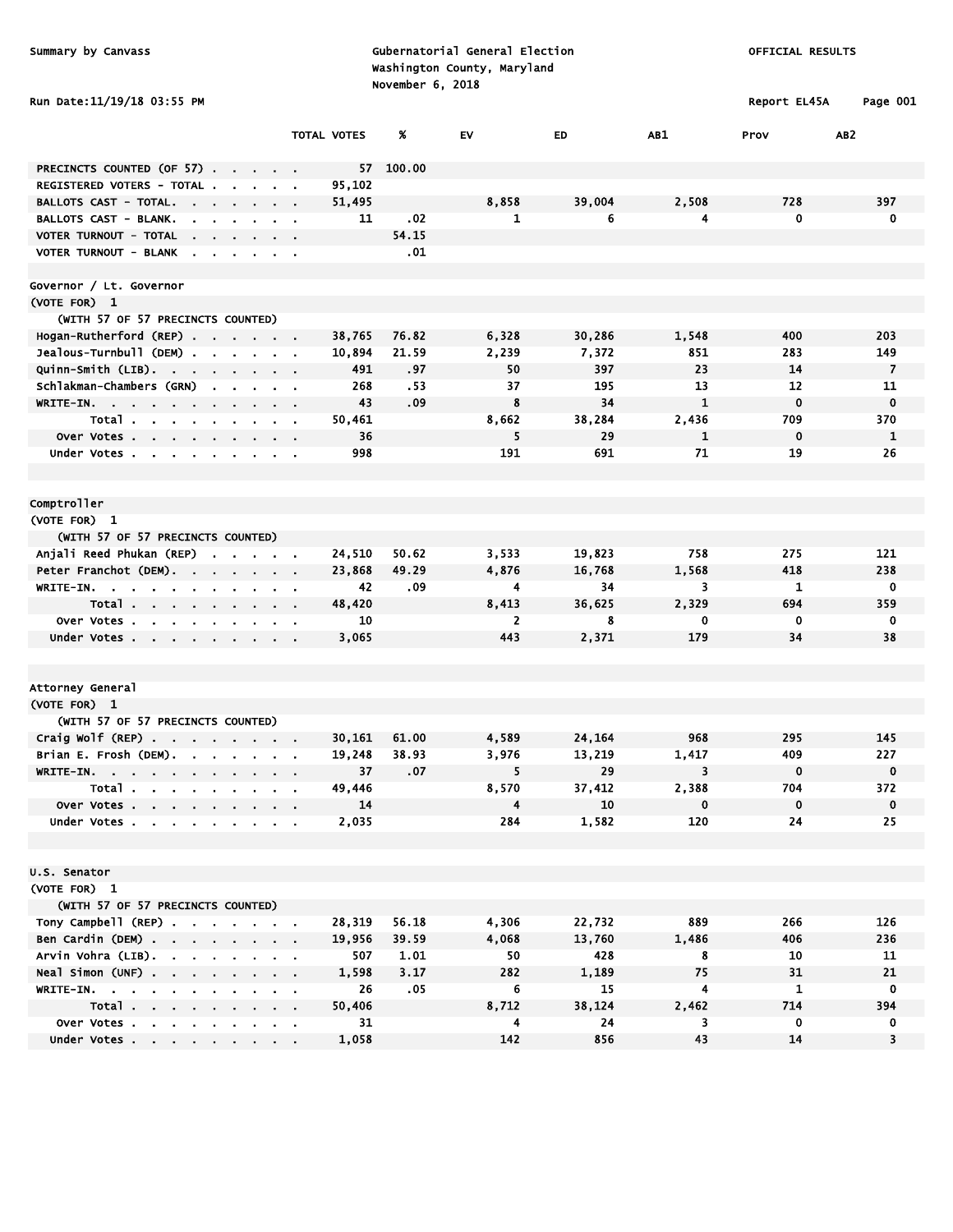Summary by Canvass

Gubernatorial General Election
Washington County, Maryland
November 6, 2018

OFFICIAL RESULTS

Run Date:11/19/18 03:55 PM

Report EL45A

| | TOTAL VOTES | % | EV | ED | AB1 | Prov | AB2 |
|---|---|---|---|---|---|---|---|
| PRECINCTS COUNTED (OF 57) | 57 | 100.00 | | | | | |
| REGISTERED VOTERS - TOTAL | 95,102 | | | | | | |
| BALLOTS CAST - TOTAL. | 51,495 | | 8,858 | 39,004 | 2,508 | 728 | 397 |
| BALLOTS CAST - BLANK. | 11 | .02 | 1 | 6 | 4 | 0 | 0 |
| VOTER TURNOUT - TOTAL | | 54.15 | | | | | |
| VOTER TURNOUT - BLANK | | .01 | | | | | |

Governor / Lt. Governor
(VOTE FOR) 1
(WITH 57 OF 57 PRECINCTS COUNTED)

| | TOTAL VOTES | % | EV | ED | AB1 | Prov | AB2 |
|---|---|---|---|---|---|---|---|
| Hogan-Rutherford (REP) | 38,765 | 76.82 | 6,328 | 30,286 | 1,548 | 400 | 203 |
| Jealous-Turnbull (DEM) | 10,894 | 21.59 | 2,239 | 7,372 | 851 | 283 | 149 |
| Quinn-Smith (LIB). | 491 | .97 | 50 | 397 | 23 | 14 | 7 |
| Schlakman-Chambers (GRN) | 268 | .53 | 37 | 195 | 13 | 12 | 11 |
| WRITE-IN. | 43 | .09 | 8 | 34 | 1 | 0 | 0 |
| Total | 50,461 | | 8,662 | 38,284 | 2,436 | 709 | 370 |
| Over Votes | 36 | | 5 | 29 | 1 | 0 | 1 |
| Under Votes | 998 | | 191 | 691 | 71 | 19 | 26 |

Comptroller
(VOTE FOR) 1
(WITH 57 OF 57 PRECINCTS COUNTED)

| | TOTAL VOTES | % | EV | ED | AB1 | Prov | AB2 |
|---|---|---|---|---|---|---|---|
| Anjali Reed Phukan (REP) | 24,510 | 50.62 | 3,533 | 19,823 | 758 | 275 | 121 |
| Peter Franchot (DEM). | 23,868 | 49.29 | 4,876 | 16,768 | 1,568 | 418 | 238 |
| WRITE-IN. | 42 | .09 | 4 | 34 | 3 | 1 | 0 |
| Total | 48,420 | | 8,413 | 36,625 | 2,329 | 694 | 359 |
| Over Votes | 10 | | 2 | 8 | 0 | 0 | 0 |
| Under Votes | 3,065 | | 443 | 2,371 | 179 | 34 | 38 |

Attorney General
(VOTE FOR) 1
(WITH 57 OF 57 PRECINCTS COUNTED)

| | TOTAL VOTES | % | EV | ED | AB1 | Prov | AB2 |
|---|---|---|---|---|---|---|---|
| Craig Wolf (REP) | 30,161 | 61.00 | 4,589 | 24,164 | 968 | 295 | 145 |
| Brian E. Frosh (DEM). | 19,248 | 38.93 | 3,976 | 13,219 | 1,417 | 409 | 227 |
| WRITE-IN. | 37 | .07 | 5 | 29 | 3 | 0 | 0 |
| Total | 49,446 | | 8,570 | 37,412 | 2,388 | 704 | 372 |
| Over Votes | 14 | | 4 | 10 | 0 | 0 | 0 |
| Under Votes | 2,035 | | 284 | 1,582 | 120 | 24 | 25 |

U.S. Senator
(VOTE FOR) 1
(WITH 57 OF 57 PRECINCTS COUNTED)

| | TOTAL VOTES | % | EV | ED | AB1 | Prov | AB2 |
|---|---|---|---|---|---|---|---|
| Tony Campbell (REP) | 28,319 | 56.18 | 4,306 | 22,732 | 889 | 266 | 126 |
| Ben Cardin (DEM) | 19,956 | 39.59 | 4,068 | 13,760 | 1,486 | 406 | 236 |
| Arvin Vohra (LIB). | 507 | 1.01 | 50 | 428 | 8 | 10 | 11 |
| Neal Simon (UNF) | 1,598 | 3.17 | 282 | 1,189 | 75 | 31 | 21 |
| WRITE-IN. | 26 | .05 | 6 | 15 | 4 | 1 | 0 |
| Total | 50,406 | | 8,712 | 38,124 | 2,462 | 714 | 394 |
| Over Votes | 31 | | 4 | 24 | 3 | 0 | 0 |
| Under Votes | 1,058 | | 142 | 856 | 43 | 14 | 3 |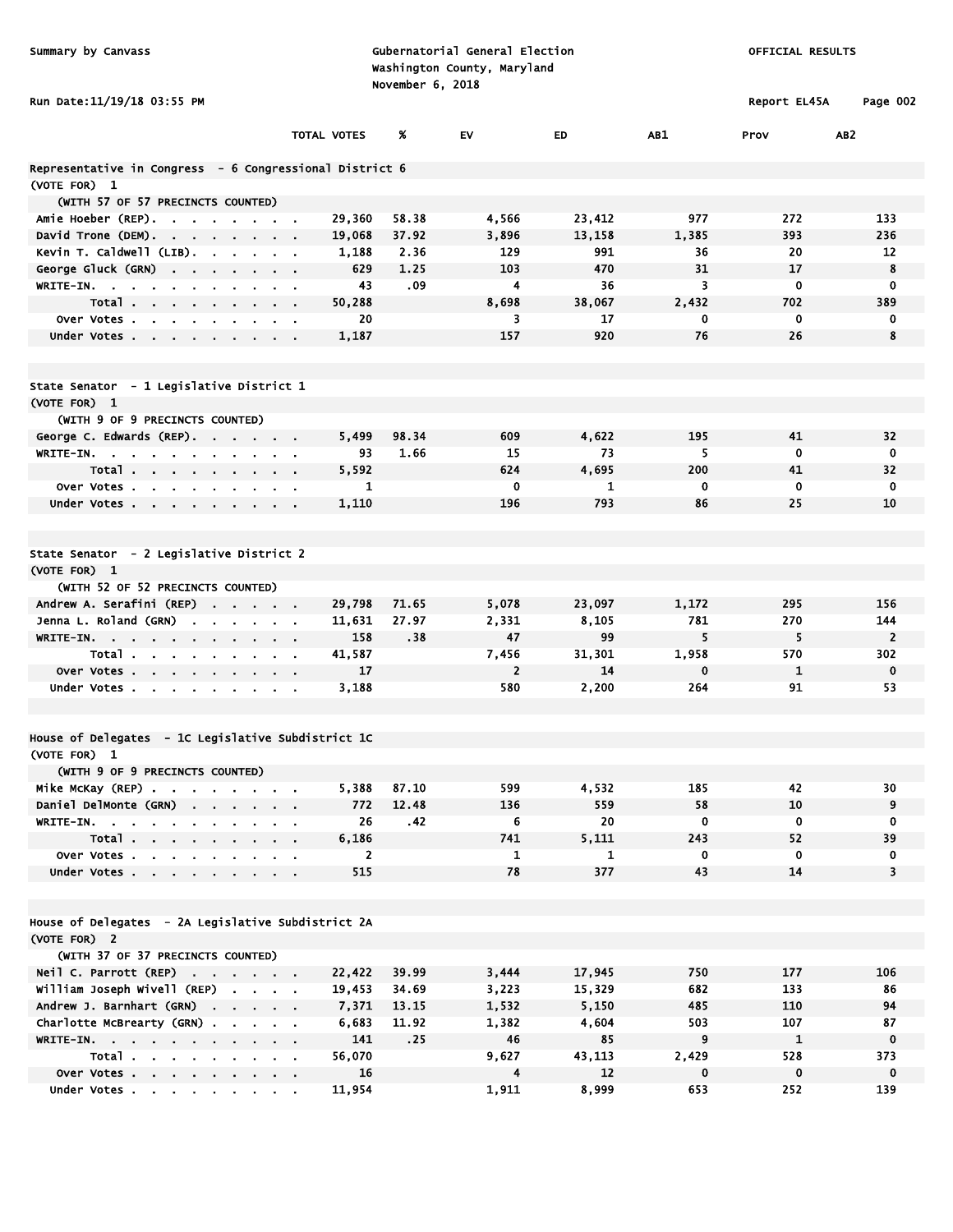Summary by Canvass

Gubernatorial General Election
Washington County, Maryland
November 6, 2018

OFFICIAL RESULTS

Run Date:11/19/18 03:55 PM

Report EL45A

### Representative in Congress - 6 Congressional District 6

(VOTE FOR) 1

(WITH 57 OF 57 PRECINCTS COUNTED)

| | TOTAL VOTES | % | EV | ED | AB1 | Prov | AB2 |
|---|---|---|---|---|---|---|---|
| Amie Hoeber (REP) | 29,360 | 58.38 | 4,566 | 23,412 | 977 | 272 | 133 |
| David Trone (DEM) | 19,068 | 37.92 | 3,896 | 13,158 | 1,385 | 393 | 236 |
| Kevin T. Caldwell (LIB) | 1,188 | 2.36 | 129 | 991 | 36 | 20 | 12 |
| George Gluck (GRN) | 629 | 1.25 | 103 | 470 | 31 | 17 | 8 |
| WRITE-IN. | 43 | .09 | 4 | 36 | 3 | 0 | 0 |
| Total | 50,288 | | 8,698 | 38,067 | 2,432 | 702 | 389 |
| Over Votes | 20 | | 3 | 17 | 0 | 0 | 0 |
| Under Votes | 1,187 | | 157 | 920 | 76 | 26 | 8 |

### State Senator - 1 Legislative District 1

(VOTE FOR) 1

(WITH 9 OF 9 PRECINCTS COUNTED)

| | TOTAL VOTES | % | EV | ED | AB1 | Prov | AB2 |
|---|---|---|---|---|---|---|---|
| George C. Edwards (REP) | 5,499 | 98.34 | 609 | 4,622 | 195 | 41 | 32 |
| WRITE-IN. | 93 | 1.66 | 15 | 73 | 5 | 0 | 0 |
| Total | 5,592 | | 624 | 4,695 | 200 | 41 | 32 |
| Over Votes | 1 | | 0 | 1 | 0 | 0 | 0 |
| Under Votes | 1,110 | | 196 | 793 | 86 | 25 | 10 |

### State Senator - 2 Legislative District 2

(VOTE FOR) 1

(WITH 52 OF 52 PRECINCTS COUNTED)

| | TOTAL VOTES | % | EV | ED | AB1 | Prov | AB2 |
|---|---|---|---|---|---|---|---|
| Andrew A. Serafini (REP) | 29,798 | 71.65 | 5,078 | 23,097 | 1,172 | 295 | 156 |
| Jenna L. Roland (GRN) | 11,631 | 27.97 | 2,331 | 8,105 | 781 | 270 | 144 |
| WRITE-IN. | 158 | .38 | 47 | 99 | 5 | 5 | 2 |
| Total | 41,587 | | 7,456 | 31,301 | 1,958 | 570 | 302 |
| Over Votes | 17 | | 2 | 14 | 0 | 1 | 0 |
| Under Votes | 3,188 | | 580 | 2,200 | 264 | 91 | 53 |

### House of Delegates - 1C Legislative Subdistrict 1C

(VOTE FOR) 1

(WITH 9 OF 9 PRECINCTS COUNTED)

| | TOTAL VOTES | % | EV | ED | AB1 | Prov | AB2 |
|---|---|---|---|---|---|---|---|
| Mike McKay (REP) | 5,388 | 87.10 | 599 | 4,532 | 185 | 42 | 30 |
| Daniel DelMonte (GRN) | 772 | 12.48 | 136 | 559 | 58 | 10 | 9 |
| WRITE-IN. | 26 | .42 | 6 | 20 | 0 | 0 | 0 |
| Total | 6,186 | | 741 | 5,111 | 243 | 52 | 39 |
| Over Votes | 2 | | 1 | 1 | 0 | 0 | 0 |
| Under Votes | 515 | | 78 | 377 | 43 | 14 | 3 |

### House of Delegates - 2A Legislative Subdistrict 2A

(VOTE FOR) 2

(WITH 37 OF 37 PRECINCTS COUNTED)

| | TOTAL VOTES | % | EV | ED | AB1 | Prov | AB2 |
|---|---|---|---|---|---|---|---|
| Neil C. Parrott (REP) | 22,422 | 39.99 | 3,444 | 17,945 | 750 | 177 | 106 |
| William Joseph Wivell (REP) | 19,453 | 34.69 | 3,223 | 15,329 | 682 | 133 | 86 |
| Andrew J. Barnhart (GRN) | 7,371 | 13.15 | 1,532 | 5,150 | 485 | 110 | 94 |
| Charlotte McBrearty (GRN) | 6,683 | 11.92 | 1,382 | 4,604 | 503 | 107 | 87 |
| WRITE-IN. | 141 | .25 | 46 | 85 | 9 | 1 | 0 |
| Total | 56,070 | | 9,627 | 43,113 | 2,429 | 528 | 373 |
| Over Votes | 16 | | 4 | 12 | 0 | 0 | 0 |
| Under Votes | 11,954 | | 1,911 | 8,999 | 653 | 252 | 139 |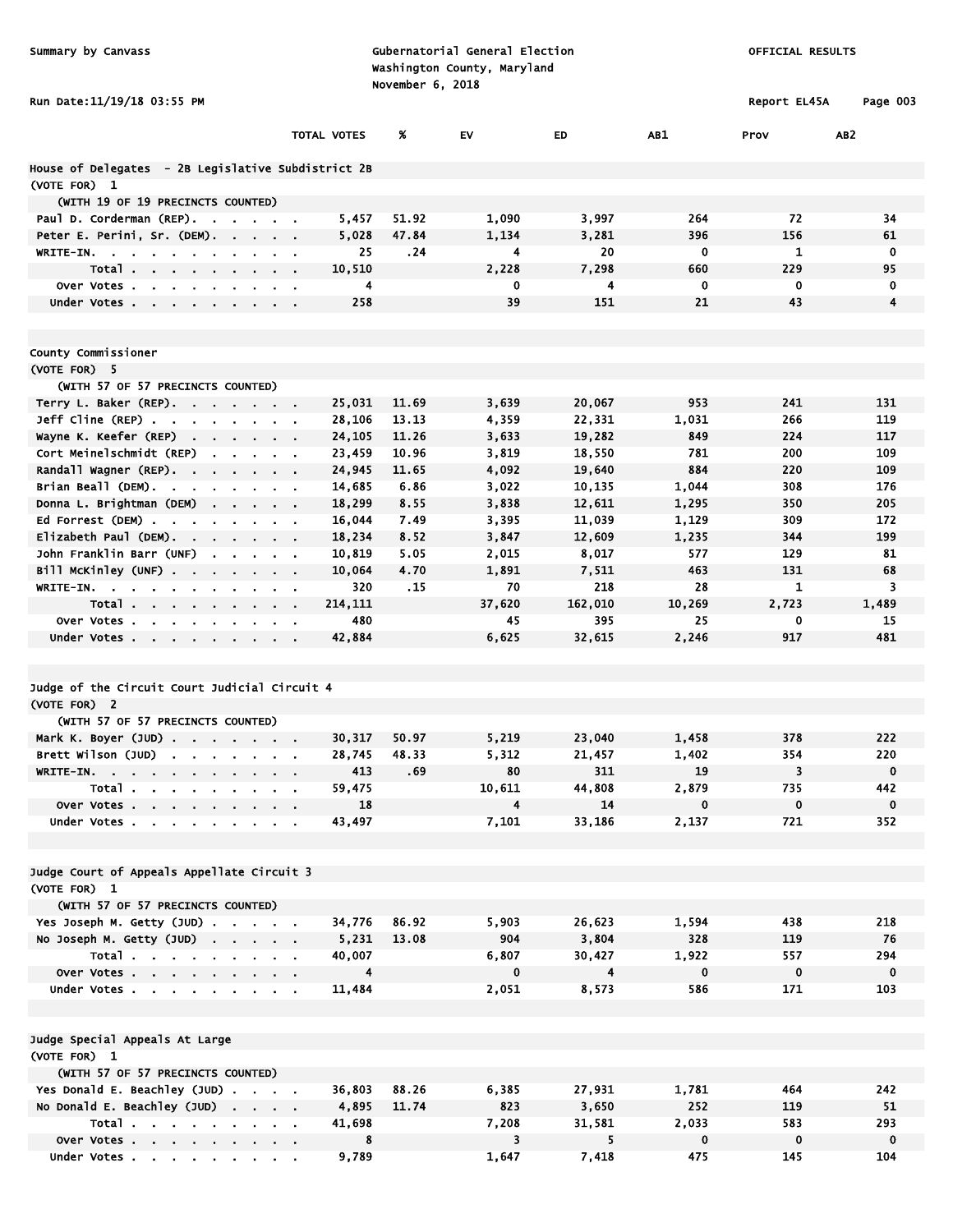Summary by Canvass

Gubernatorial General Election
Washington County, Maryland
November 6, 2018

OFFICIAL RESULTS

Run Date:11/19/18 03:55 PM

Report EL45A

| | TOTAL VOTES | % | EV | ED | AB1 | Prov | AB2 |
|---|---|---|---|---|---|---|---|
| **House of Delegates - 2B Legislative Subdistrict 2B** | | | | | | | |
| (VOTE FOR) 1 | | | | | | | |
| (WITH 19 OF 19 PRECINCTS COUNTED) | | | | | | | |
| Paul D. Corderman (REP) | 5,457 | 51.92 | 1,090 | 3,997 | 264 | 72 | 34 |
| Peter E. Perini, Sr. (DEM) | 5,028 | 47.84 | 1,134 | 3,281 | 396 | 156 | 61 |
| WRITE-IN | 25 | .24 | 4 | 20 | 0 | 1 | 0 |
| Total | 10,510 | | 2,228 | 7,298 | 660 | 229 | 95 |
| Over Votes | 4 | | 0 | 4 | 0 | 0 | 0 |
| Under Votes | 258 | | 39 | 151 | 21 | 43 | 4 |
| **County Commissioner** | | | | | | | |
| (VOTE FOR) 5 | | | | | | | |
| (WITH 57 OF 57 PRECINCTS COUNTED) | | | | | | | |
| Terry L. Baker (REP) | 25,031 | 11.69 | 3,639 | 20,067 | 953 | 241 | 131 |
| Jeff Cline (REP) | 28,106 | 13.13 | 4,359 | 22,331 | 1,031 | 266 | 119 |
| Wayne K. Keefer (REP) | 24,105 | 11.26 | 3,633 | 19,282 | 849 | 224 | 117 |
| Cort Meinelschmidt (REP) | 23,459 | 10.96 | 3,819 | 18,550 | 781 | 200 | 109 |
| Randall Wagner (REP) | 24,945 | 11.65 | 4,092 | 19,640 | 884 | 220 | 109 |
| Brian Beall (DEM) | 14,685 | 6.86 | 3,022 | 10,135 | 1,044 | 308 | 176 |
| Donna L. Brightman (DEM) | 18,299 | 8.55 | 3,838 | 12,611 | 1,295 | 350 | 205 |
| Ed Forrest (DEM) | 16,044 | 7.49 | 3,395 | 11,039 | 1,129 | 309 | 172 |
| Elizabeth Paul (DEM) | 18,234 | 8.52 | 3,847 | 12,609 | 1,235 | 344 | 199 |
| John Franklin Barr (UNF) | 10,819 | 5.05 | 2,015 | 8,017 | 577 | 129 | 81 |
| Bill McKinley (UNF) | 10,064 | 4.70 | 1,891 | 7,511 | 463 | 131 | 68 |
| WRITE-IN | 320 | .15 | 70 | 218 | 28 | 1 | 3 |
| Total | 214,111 | | 37,620 | 162,010 | 10,269 | 2,723 | 1,489 |
| Over Votes | 480 | | 45 | 395 | 25 | 0 | 15 |
| Under Votes | 42,884 | | 6,625 | 32,615 | 2,246 | 917 | 481 |
| **Judge of the Circuit Court Judicial Circuit 4** | | | | | | | |
| (VOTE FOR) 2 | | | | | | | |
| (WITH 57 OF 57 PRECINCTS COUNTED) | | | | | | | |
| Mark K. Boyer (JUD) | 30,317 | 50.97 | 5,219 | 23,040 | 1,458 | 378 | 222 |
| Brett Wilson (JUD) | 28,745 | 48.33 | 5,312 | 21,457 | 1,402 | 354 | 220 |
| WRITE-IN | 413 | .69 | 80 | 311 | 19 | 3 | 0 |
| Total | 59,475 | | 10,611 | 44,808 | 2,879 | 735 | 442 |
| Over Votes | 18 | | 4 | 14 | 0 | 0 | 0 |
| Under Votes | 43,497 | | 7,101 | 33,186 | 2,137 | 721 | 352 |
| **Judge Court of Appeals Appellate Circuit 3** | | | | | | | |
| (VOTE FOR) 1 | | | | | | | |
| (WITH 57 OF 57 PRECINCTS COUNTED) | | | | | | | |
| Yes Joseph M. Getty (JUD) | 34,776 | 86.92 | 5,903 | 26,623 | 1,594 | 438 | 218 |
| No Joseph M. Getty (JUD) | 5,231 | 13.08 | 904 | 3,804 | 328 | 119 | 76 |
| Total | 40,007 | | 6,807 | 30,427 | 1,922 | 557 | 294 |
| Over Votes | 4 | | 0 | 4 | 0 | 0 | 0 |
| Under Votes | 11,484 | | 2,051 | 8,573 | 586 | 171 | 103 |
| **Judge Special Appeals At Large** | | | | | | | |
| (VOTE FOR) 1 | | | | | | | |
| (WITH 57 OF 57 PRECINCTS COUNTED) | | | | | | | |
| Yes Donald E. Beachley (JUD) | 36,803 | 88.26 | 6,385 | 27,931 | 1,781 | 464 | 242 |
| No Donald E. Beachley (JUD) | 4,895 | 11.74 | 823 | 3,650 | 252 | 119 | 51 |
| Total | 41,698 | | 7,208 | 31,581 | 2,033 | 583 | 293 |
| Over Votes | 8 | | 3 | 5 | 0 | 0 | 0 |
| Under Votes | 9,789 | | 1,647 | 7,418 | 475 | 145 | 104 |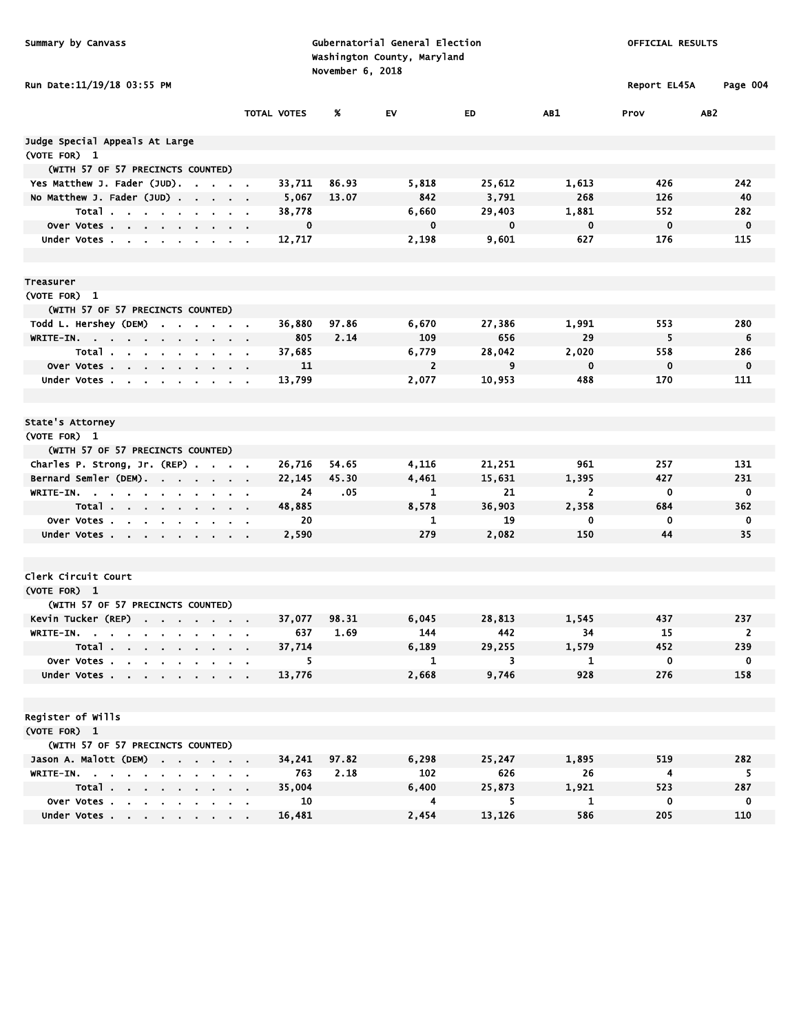Summary by Canvass

Gubernatorial General Election
Washington County, Maryland
November 6, 2018

OFFICIAL RESULTS

Run Date:11/19/18 03:55 PM

Report EL45A

| | TOTAL VOTES | % | EV | ED | AB1 | Prov | AB2 |
|---|---|---|---|---|---|---|---|
| **Judge Special Appeals At Large** | | | | | | | |
| (VOTE FOR) 1 | | | | | | | |
| (WITH 57 OF 57 PRECINCTS COUNTED) | | | | | | | |
| Yes Matthew J. Fader (JUD) | 33,711 | 86.93 | 5,818 | 25,612 | 1,613 | 426 | 242 |
| No Matthew J. Fader (JUD) | 5,067 | 13.07 | 842 | 3,791 | 268 | 126 | 40 |
| Total | 38,778 | | 6,660 | 29,403 | 1,881 | 552 | 282 |
| Over Votes | 0 | | 0 | 0 | 0 | 0 | 0 |
| Under Votes | 12,717 | | 2,198 | 9,601 | 627 | 176 | 115 |
| **Treasurer** | | | | | | | |
| (VOTE FOR) 1 | | | | | | | |
| (WITH 57 OF 57 PRECINCTS COUNTED) | | | | | | | |
| Todd L. Hershey (DEM) | 36,880 | 97.86 | 6,670 | 27,386 | 1,991 | 553 | 280 |
| WRITE-IN. | 805 | 2.14 | 109 | 656 | 29 | 5 | 6 |
| Total | 37,685 | | 6,779 | 28,042 | 2,020 | 558 | 286 |
| Over Votes | 11 | | 2 | 9 | 0 | 0 | 0 |
| Under Votes | 13,799 | | 2,077 | 10,953 | 488 | 170 | 111 |
| **State's Attorney** | | | | | | | |
| (VOTE FOR) 1 | | | | | | | |
| (WITH 57 OF 57 PRECINCTS COUNTED) | | | | | | | |
| Charles P. Strong, Jr. (REP) | 26,716 | 54.65 | 4,116 | 21,251 | 961 | 257 | 131 |
| Bernard Semler (DEM) | 22,145 | 45.30 | 4,461 | 15,631 | 1,395 | 427 | 231 |
| WRITE-IN. | 24 | .05 | 1 | 21 | 2 | 0 | 0 |
| Total | 48,885 | | 8,578 | 36,903 | 2,358 | 684 | 362 |
| Over Votes | 20 | | 1 | 19 | 0 | 0 | 0 |
| Under Votes | 2,590 | | 279 | 2,082 | 150 | 44 | 35 |
| **Clerk Circuit Court** | | | | | | | |
| (VOTE FOR) 1 | | | | | | | |
| (WITH 57 OF 57 PRECINCTS COUNTED) | | | | | | | |
| Kevin Tucker (REP) | 37,077 | 98.31 | 6,045 | 28,813 | 1,545 | 437 | 237 |
| WRITE-IN. | 637 | 1.69 | 144 | 442 | 34 | 15 | 2 |
| Total | 37,714 | | 6,189 | 29,255 | 1,579 | 452 | 239 |
| Over Votes | 5 | | 1 | 3 | 1 | 0 | 0 |
| Under Votes | 13,776 | | 2,668 | 9,746 | 928 | 276 | 158 |
| **Register of Wills** | | | | | | | |
| (VOTE FOR) 1 | | | | | | | |
| (WITH 57 OF 57 PRECINCTS COUNTED) | | | | | | | |
| Jason A. Malott (DEM) | 34,241 | 97.82 | 6,298 | 25,247 | 1,895 | 519 | 282 |
| WRITE-IN. | 763 | 2.18 | 102 | 626 | 26 | 4 | 5 |
| Total | 35,004 | | 6,400 | 25,873 | 1,921 | 523 | 287 |
| Over Votes | 10 | | 4 | 5 | 1 | 0 | 0 |
| Under Votes | 16,481 | | 2,454 | 13,126 | 586 | 205 | 110 |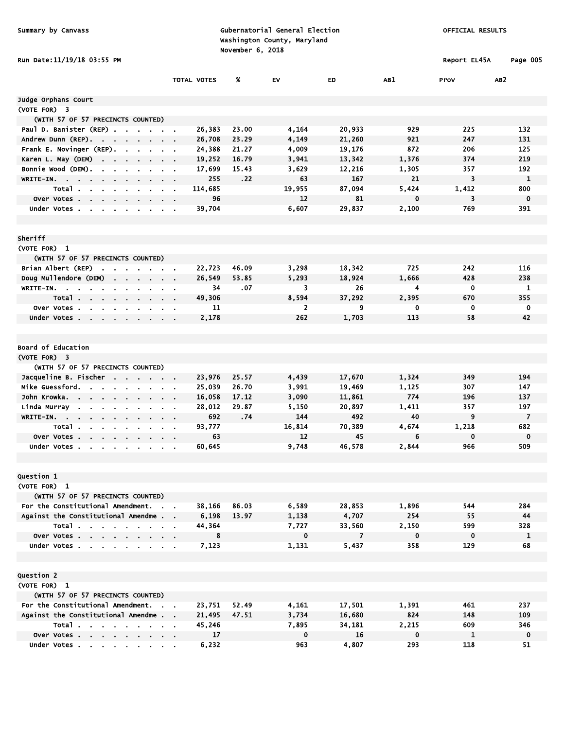Summary by Canvass

Gubernatorial General Election
Washington County, Maryland
November 6, 2018

OFFICIAL RESULTS

Run Date:11/19/18 03:55 PM

Report EL45A

| | TOTAL VOTES | % | EV | ED | AB1 | Prov | AB2 |
|---|---|---|---|---|---|---|---|
| **Judge Orphans Court** | | | | | | | |
| (VOTE FOR) 3 | | | | | | | |
| (WITH 57 OF 57 PRECINCTS COUNTED) | | | | | | | |
| Paul D. Banister (REP) | 26,383 | 23.00 | 4,164 | 20,933 | 929 | 225 | 132 |
| Andrew Dunn (REP) | 26,708 | 23.29 | 4,149 | 21,260 | 921 | 247 | 131 |
| Frank E. Novinger (REP) | 24,388 | 21.27 | 4,009 | 19,176 | 872 | 206 | 125 |
| Karen L. May (DEM) | 19,252 | 16.79 | 3,941 | 13,342 | 1,376 | 374 | 219 |
| Bonnie Wood (DEM) | 17,699 | 15.43 | 3,629 | 12,216 | 1,305 | 357 | 192 |
| WRITE-IN | 255 | .22 | 63 | 167 | 21 | 3 | 1 |
| Total | 114,685 | | 19,955 | 87,094 | 5,424 | 1,412 | 800 |
| Over Votes | 96 | | 12 | 81 | 0 | 3 | 0 |
| Under Votes | 39,704 | | 6,607 | 29,837 | 2,100 | 769 | 391 |
| **Sheriff** | | | | | | | |
| (VOTE FOR) 1 | | | | | | | |
| (WITH 57 OF 57 PRECINCTS COUNTED) | | | | | | | |
| Brian Albert (REP) | 22,723 | 46.09 | 3,298 | 18,342 | 725 | 242 | 116 |
| Doug Mullendore (DEM) | 26,549 | 53.85 | 5,293 | 18,924 | 1,666 | 428 | 238 |
| WRITE-IN | 34 | .07 | 3 | 26 | 4 | 0 | 1 |
| Total | 49,306 | | 8,594 | 37,292 | 2,395 | 670 | 355 |
| Over Votes | 11 | | 2 | 9 | 0 | 0 | 0 |
| Under Votes | 2,178 | | 262 | 1,703 | 113 | 58 | 42 |
| **Board of Education** | | | | | | | |
| (VOTE FOR) 3 | | | | | | | |
| (WITH 57 OF 57 PRECINCTS COUNTED) | | | | | | | |
| Jacqueline B. Fischer | 23,976 | 25.57 | 4,439 | 17,670 | 1,324 | 349 | 194 |
| Mike Guessford | 25,039 | 26.70 | 3,991 | 19,469 | 1,125 | 307 | 147 |
| John Krowka | 16,058 | 17.12 | 3,090 | 11,861 | 774 | 196 | 137 |
| Linda Murray | 28,012 | 29.87 | 5,150 | 20,897 | 1,411 | 357 | 197 |
| WRITE-IN | 692 | .74 | 144 | 492 | 40 | 9 | 7 |
| Total | 93,777 | | 16,814 | 70,389 | 4,674 | 1,218 | 682 |
| Over Votes | 63 | | 12 | 45 | 6 | 0 | 0 |
| Under Votes | 60,645 | | 9,748 | 46,578 | 2,844 | 966 | 509 |
| **Question 1** | | | | | | | |
| (VOTE FOR) 1 | | | | | | | |
| (WITH 57 OF 57 PRECINCTS COUNTED) | | | | | | | |
| For the Constitutional Amendment | 38,166 | 86.03 | 6,589 | 28,853 | 1,896 | 544 | 284 |
| Against the Constitutional Amendme | 6,198 | 13.97 | 1,138 | 4,707 | 254 | 55 | 44 |
| Total | 44,364 | | 7,727 | 33,560 | 2,150 | 599 | 328 |
| Over Votes | 8 | | 0 | 7 | 0 | 0 | 1 |
| Under Votes | 7,123 | | 1,131 | 5,437 | 358 | 129 | 68 |
| **Question 2** | | | | | | | |
| (VOTE FOR) 1 | | | | | | | |
| (WITH 57 OF 57 PRECINCTS COUNTED) | | | | | | | |
| For the Constitutional Amendment | 23,751 | 52.49 | 4,161 | 17,501 | 1,391 | 461 | 237 |
| Against the Constitutional Amendme | 21,495 | 47.51 | 3,734 | 16,680 | 824 | 148 | 109 |
| Total | 45,246 | | 7,895 | 34,181 | 2,215 | 609 | 346 |
| Over Votes | 17 | | 0 | 16 | 0 | 1 | 0 |
| Under Votes | 6,232 | | 963 | 4,807 | 293 | 118 | 51 |